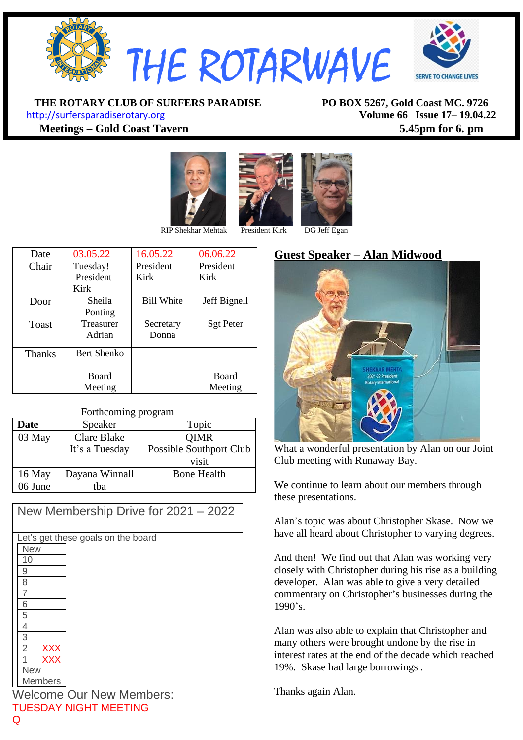# THE ROTARWAVE

SERVE TO CHANGE LIVES

**THE ROTARY CLUB OF SURFERS PARADISE** **PO BOX 5267, Gold Coast MC. 9726**

http://surfersparadiserotary.org **Volume 66 Issue 17– 19.04.22**

**Meetings – Gold Coast Tavern** **5.45pm for 6. pm**

RIP Shekhar Mehtak President Kirk DG Jeff Egan

| Date | 03.05.22 | 16.05.22 | 06.06.22 |
|---|---|---|---|
| Chair | Tuesday! President Kirk | President Kirk | President Kirk |
| Door | Sheila Ponting | Bill White | Jeff Bignell |
| Toast | Treasurer Adrian | Secretary Donna | Sgt Peter |
| Thanks | Bert Shenko | | |
| | Board Meeting | | Board Meeting |

Forthcoming program

| Date | Speaker | Topic |
|---|---|---|
| 03 May | Clare Blake It's a Tuesday | QIMR Possible Southport Club visit |
| 16 May | Dayana Winnall | Bone Health |
| 06 June | tba | |

New Membership Drive for 2021 – 2022

Let's get these goals on the board

| New | |
|---|---|
| 10 | |
| 9 | |
| 8 | |
| 7 | |
| 6 | |
| 5 | |
| 4 | |
| 3 | |
| 2 | XXX |
| 1 | XXX |
| New Members | |

Welcome Our New Members:

TUESDAY NIGHT MEETING

Q

## Guest Speaker – Alan Midwood

What a wonderful presentation by Alan on our Joint Club meeting with Runaway Bay.

We continue to learn about our members through these presentations.

Alan's topic was about Christopher Skase. Now we have all heard about Christopher to varying degrees.

And then! We find out that Alan was working very closely with Christopher during his rise as a building developer. Alan was able to give a very detailed commentary on Christopher's businesses during the 1990's.

Alan was also able to explain that Christopher and many others were brought undone by the rise in interest rates at the end of the decade which reached 19%. Skase had large borrowings .

Thanks again Alan.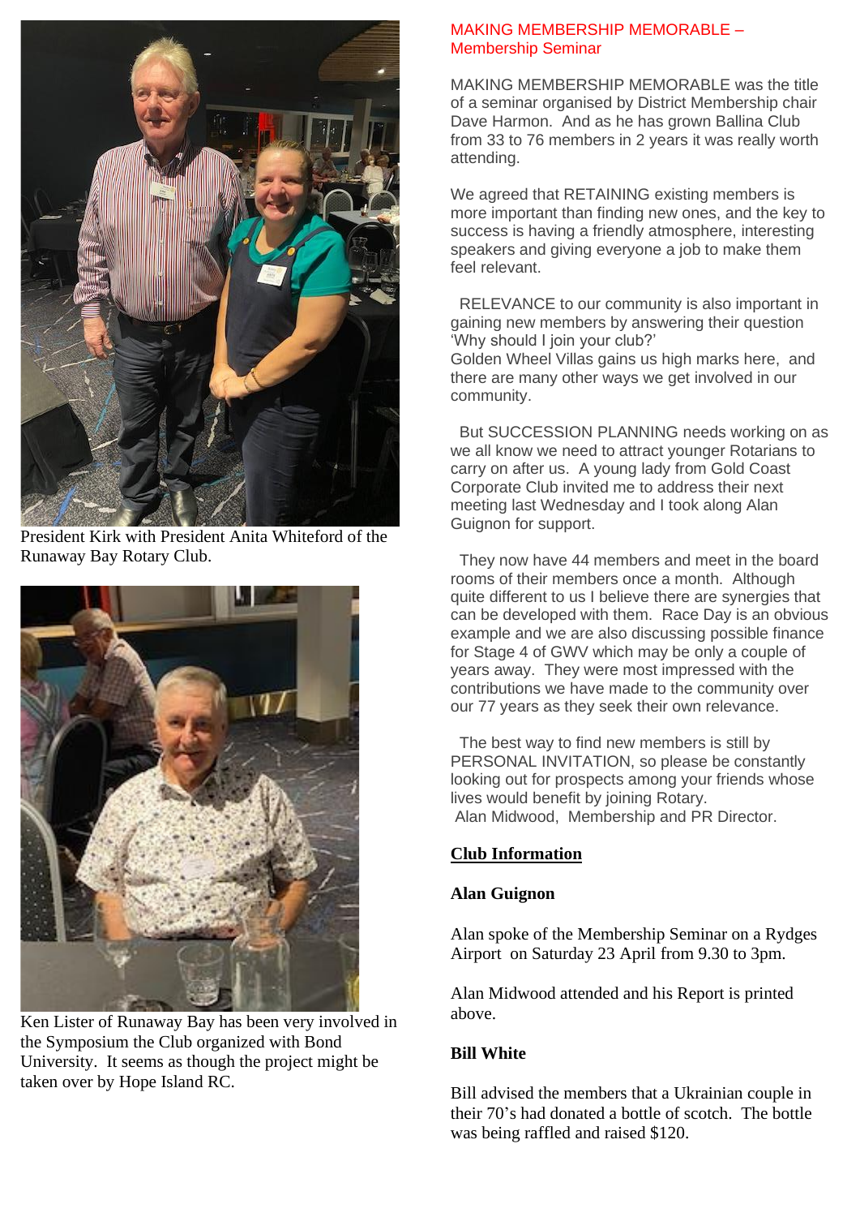President Kirk with President Anita Whiteford of the Runaway Bay Rotary Club.

Ken Lister of Runaway Bay has been very involved in the Symposium the Club organized with Bond University. It seems as though the project might be taken over by Hope Island RC.

## MAKING MEMBERSHIP MEMORABLE – Membership Seminar

MAKING MEMBERSHIP MEMORABLE was the title of a seminar organised by District Membership chair Dave Harmon. And as he has grown Ballina Club from 33 to 76 members in 2 years it was really worth attending.

We agreed that RETAINING existing members is more important than finding new ones, and the key to success is having a friendly atmosphere, interesting speakers and giving everyone a job to make them feel relevant.

RELEVANCE to our community is also important in gaining new members by answering their question 'Why should I join your club?'
Golden Wheel Villas gains us high marks here, and there are many other ways we get involved in our community.

But SUCCESSION PLANNING needs working on as we all know we need to attract younger Rotarians to carry on after us. A young lady from Gold Coast Corporate Club invited me to address their next meeting last Wednesday and I took along Alan Guignon for support.

They now have 44 members and meet in the board rooms of their members once a month. Although quite different to us I believe there are synergies that can be developed with them. Race Day is an obvious example and we are also discussing possible finance for Stage 4 of GWV which may be only a couple of years away. They were most impressed with the contributions we have made to the community over our 77 years as they seek their own relevance.

The best way to find new members is still by PERSONAL INVITATION, so please be constantly looking out for prospects among your friends whose lives would benefit by joining Rotary.
Alan Midwood, Membership and PR Director.

## Club Information

**Alan Guignon**

Alan spoke of the Membership Seminar on a Rydges Airport on Saturday 23 April from 9.30 to 3pm.

Alan Midwood attended and his Report is printed above.

**Bill White**

Bill advised the members that a Ukrainian couple in their 70's had donated a bottle of scotch. The bottle was being raffled and raised $120.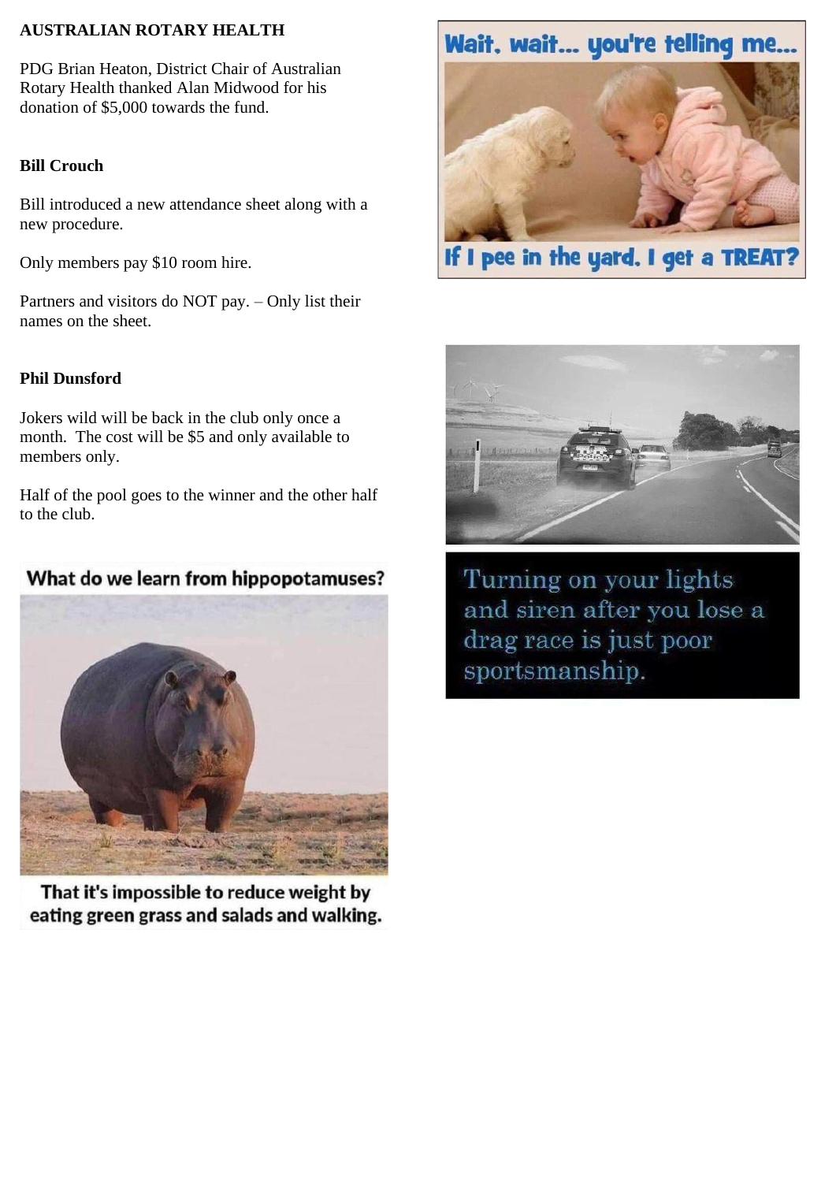**AUSTRALIAN ROTARY HEALTH**

PDG Brian Heaton, District Chair of Australian Rotary Health thanked Alan Midwood for his donation of $5,000 towards the fund.

**Bill Crouch**

Bill introduced a new attendance sheet along with a new procedure.

Only members pay $10 room hire.

Partners and visitors do NOT pay. – Only list their names on the sheet.

**Phil Dunsford**

Jokers wild will be back in the club only once a month. The cost will be $5 and only available to members only.

Half of the pool goes to the winner and the other half to the club.

What do we learn from hippopotamuses?

That it's impossible to reduce weight by eating green grass and salads and walking.

Wait, wait... you're telling me...

If I pee in the yard, I get a TREAT?

Turning on your lights and siren after you lose a drag race is just poor sportsmanship.